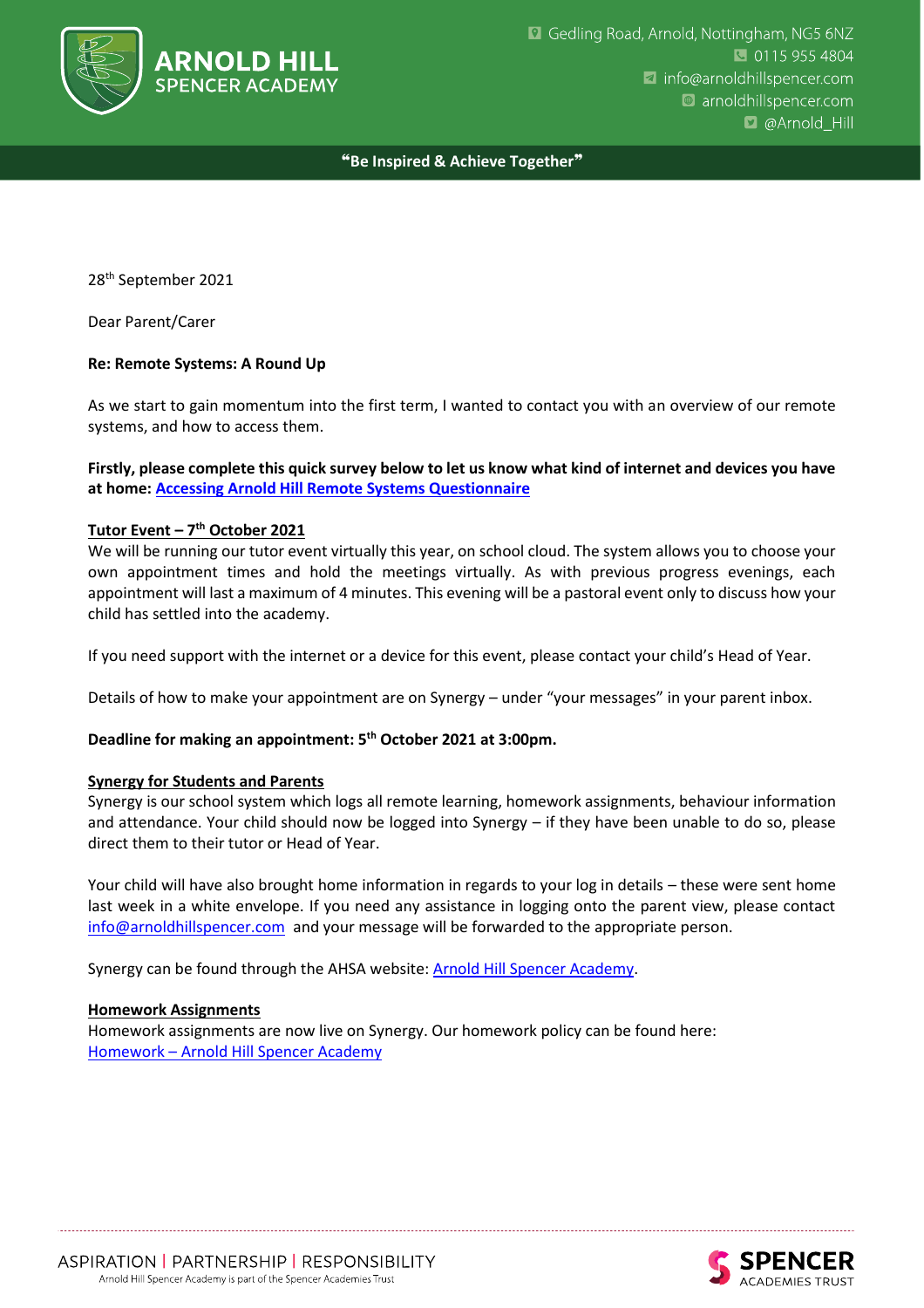**ARNOLD HILL**
**SPENCER ACADEMY**

Gedling Road, Arnold, Nottingham, NG5 6NZ
0115 955 4804
info@arnoldhillspencer.com
arnoldhillspencer.com
@Arnold_Hill

**"Be Inspired & Achieve Together"**

28th September 2021

Dear Parent/Carer

**Re: Remote Systems: A Round Up**

As we start to gain momentum into the first term, I wanted to contact you with an overview of our remote systems, and how to access them.

**Firstly, please complete this quick survey below to let us know what kind of internet and devices you have at home: [Accessing Arnold Hill Remote Systems Questionnaire]**

**Tutor Event – 7th October 2021**

We will be running our tutor event virtually this year, on school cloud. The system allows you to choose your own appointment times and hold the meetings virtually. As with previous progress evenings, each appointment will last a maximum of 4 minutes. This evening will be a pastoral event only to discuss how your child has settled into the academy.

If you need support with the internet or a device for this event, please contact your child's Head of Year.

Details of how to make your appointment are on Synergy – under "your messages" in your parent inbox.

**Deadline for making an appointment: 5th October 2021 at 3:00pm.**

**Synergy for Students and Parents**

Synergy is our school system which logs all remote learning, homework assignments, behaviour information and attendance. Your child should now be logged into Synergy – if they have been unable to do so, please direct them to their tutor or Head of Year.

Your child will have also brought home information in regards to your log in details – these were sent home last week in a white envelope. If you need any assistance in logging onto the parent view, please contact info@arnoldhillspencer.com and your message will be forwarded to the appropriate person.

Synergy can be found through the AHSA website: [Arnold Hill Spencer Academy].

**Homework Assignments**

Homework assignments are now live on Synergy. Our homework policy can be found here:
[Homework – Arnold Hill Spencer Academy]

ASPIRATION | PARTNERSHIP | RESPONSIBILITY
Arnold Hill Spencer Academy is part of the Spencer Academies Trust

SPENCER ACADEMIES TRUST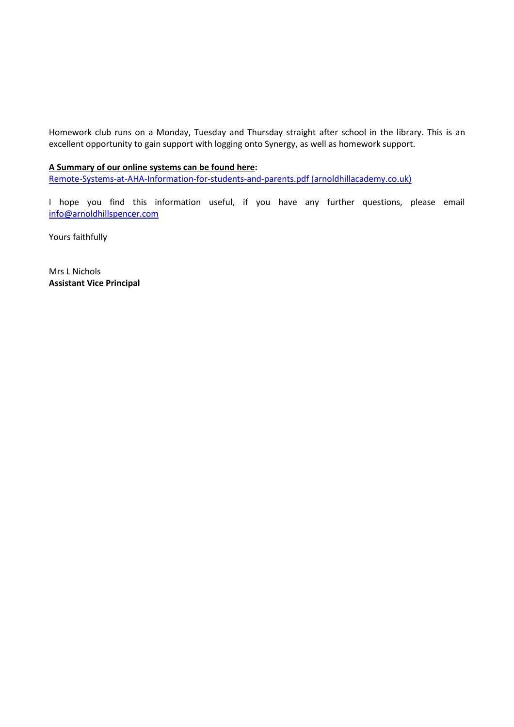Homework club runs on a Monday, Tuesday and Thursday straight after school in the library. This is an excellent opportunity to gain support with logging onto Synergy, as well as homework support.

**A Summary of our online systems can be found here:**
Remote-Systems-at-AHA-Information-for-students-and-parents.pdf (arnoldhillacademy.co.uk)

I hope you find this information useful, if you have any further questions, please email info@arnoldhillspencer.com

Yours faithfully

Mrs L Nichols
**Assistant Vice Principal**